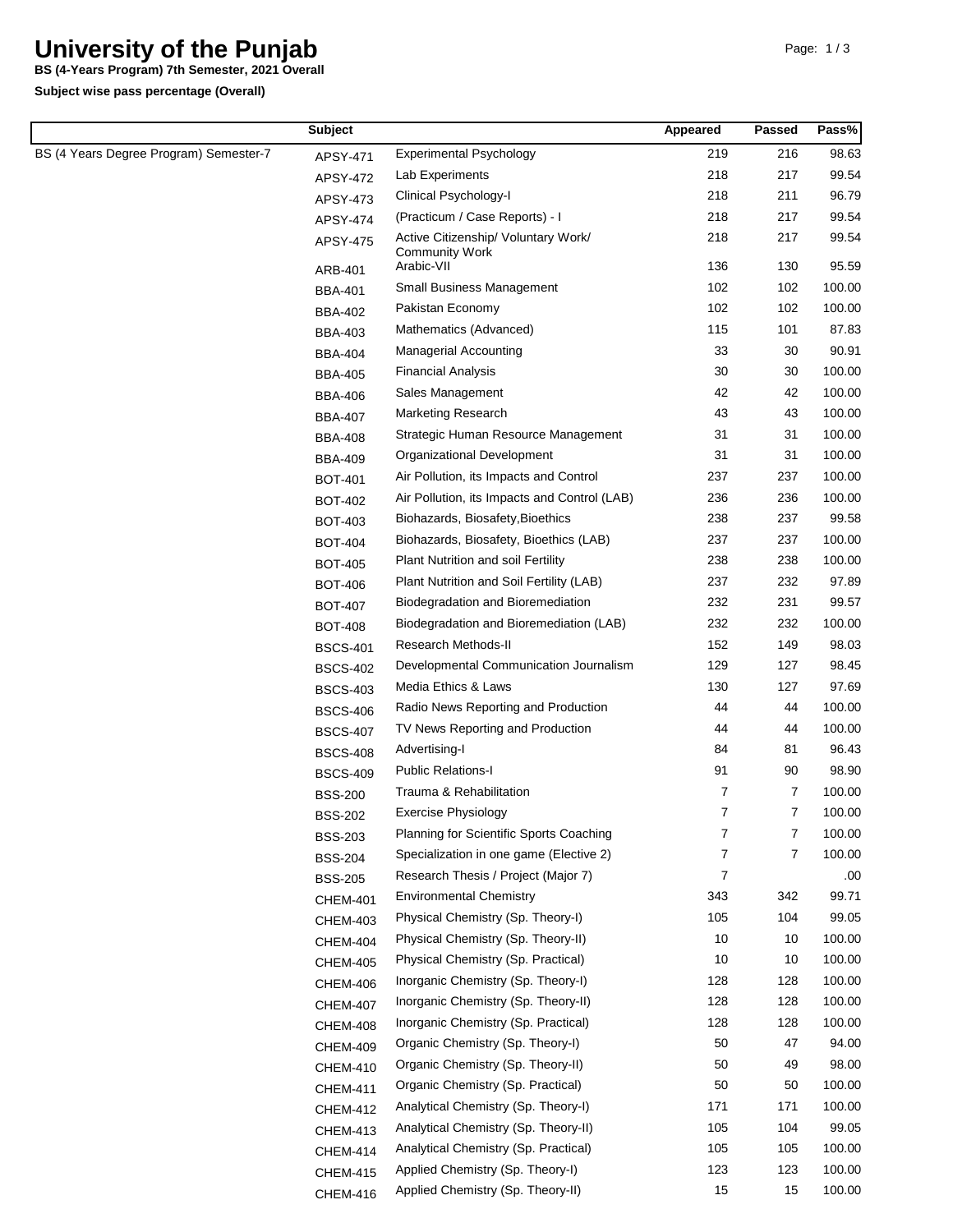# University of the Punjab

**BS (4-Years Program) 7th Semester, 2021 Overall**

**Subject wise pass percentage (Overall)**

| | Subject | | Appeared | Passed | Pass% |
|---|---|---|---|---|---|
| BS (4 Years Degree Program) Semester-7 | APSY-471 | Experimental Psychology | 219 | 216 | 98.63 |
| | APSY-472 | Lab Experiments | 218 | 217 | 99.54 |
| | APSY-473 | Clinical Psychology-I | 218 | 211 | 96.79 |
| | APSY-474 | (Practicum / Case Reports) - I | 218 | 217 | 99.54 |
| | APSY-475 | Active Citizenship/ Voluntary Work/ Community Work | 218 | 217 | 99.54 |
| | ARB-401 | Arabic-VII | 136 | 130 | 95.59 |
| | BBA-401 | Small Business Management | 102 | 102 | 100.00 |
| | BBA-402 | Pakistan Economy | 102 | 102 | 100.00 |
| | BBA-403 | Mathematics (Advanced) | 115 | 101 | 87.83 |
| | BBA-404 | Managerial Accounting | 33 | 30 | 90.91 |
| | BBA-405 | Financial Analysis | 30 | 30 | 100.00 |
| | BBA-406 | Sales Management | 42 | 42 | 100.00 |
| | BBA-407 | Marketing Research | 43 | 43 | 100.00 |
| | BBA-408 | Strategic Human Resource Management | 31 | 31 | 100.00 |
| | BBA-409 | Organizational Development | 31 | 31 | 100.00 |
| | BOT-401 | Air Pollution, its Impacts and Control | 237 | 237 | 100.00 |
| | BOT-402 | Air Pollution, its Impacts and Control (LAB) | 236 | 236 | 100.00 |
| | BOT-403 | Biohazards, Biosafety,Bioethics | 238 | 237 | 99.58 |
| | BOT-404 | Biohazards, Biosafety, Bioethics (LAB) | 237 | 237 | 100.00 |
| | BOT-405 | Plant Nutrition and soil Fertility | 238 | 238 | 100.00 |
| | BOT-406 | Plant Nutrition and Soil Fertility (LAB) | 237 | 232 | 97.89 |
| | BOT-407 | Biodegradation and Bioremediation | 232 | 231 | 99.57 |
| | BOT-408 | Biodegradation and Bioremediation (LAB) | 232 | 232 | 100.00 |
| | BSCS-401 | Research Methods-II | 152 | 149 | 98.03 |
| | BSCS-402 | Developmental Communication Journalism | 129 | 127 | 98.45 |
| | BSCS-403 | Media Ethics & Laws | 130 | 127 | 97.69 |
| | BSCS-406 | Radio News Reporting and Production | 44 | 44 | 100.00 |
| | BSCS-407 | TV News Reporting and Production | 44 | 44 | 100.00 |
| | BSCS-408 | Advertising-I | 84 | 81 | 96.43 |
| | BSCS-409 | Public Relations-I | 91 | 90 | 98.90 |
| | BSS-200 | Trauma & Rehabilitation | 7 | 7 | 100.00 |
| | BSS-202 | Exercise Physiology | 7 | 7 | 100.00 |
| | BSS-203 | Planning for Scientific Sports Coaching | 7 | 7 | 100.00 |
| | BSS-204 | Specialization in one game (Elective 2) | 7 | 7 | 100.00 |
| | BSS-205 | Research Thesis / Project (Major 7) | 7 | | .00 |
| | CHEM-401 | Environmental Chemistry | 343 | 342 | 99.71 |
| | CHEM-403 | Physical Chemistry (Sp. Theory-I) | 105 | 104 | 99.05 |
| | CHEM-404 | Physical Chemistry (Sp. Theory-II) | 10 | 10 | 100.00 |
| | CHEM-405 | Physical Chemistry (Sp. Practical) | 10 | 10 | 100.00 |
| | CHEM-406 | Inorganic Chemistry (Sp. Theory-I) | 128 | 128 | 100.00 |
| | CHEM-407 | Inorganic Chemistry (Sp. Theory-II) | 128 | 128 | 100.00 |
| | CHEM-408 | Inorganic Chemistry (Sp. Practical) | 128 | 128 | 100.00 |
| | CHEM-409 | Organic Chemistry (Sp. Theory-I) | 50 | 47 | 94.00 |
| | CHEM-410 | Organic Chemistry (Sp. Theory-II) | 50 | 49 | 98.00 |
| | CHEM-411 | Organic Chemistry (Sp. Practical) | 50 | 50 | 100.00 |
| | CHEM-412 | Analytical Chemistry (Sp. Theory-I) | 171 | 171 | 100.00 |
| | CHEM-413 | Analytical Chemistry (Sp. Theory-II) | 105 | 104 | 99.05 |
| | CHEM-414 | Analytical Chemistry (Sp. Practical) | 105 | 105 | 100.00 |
| | CHEM-415 | Applied Chemistry (Sp. Theory-I) | 123 | 123 | 100.00 |
| | CHEM-416 | Applied Chemistry (Sp. Theory-II) | 15 | 15 | 100.00 |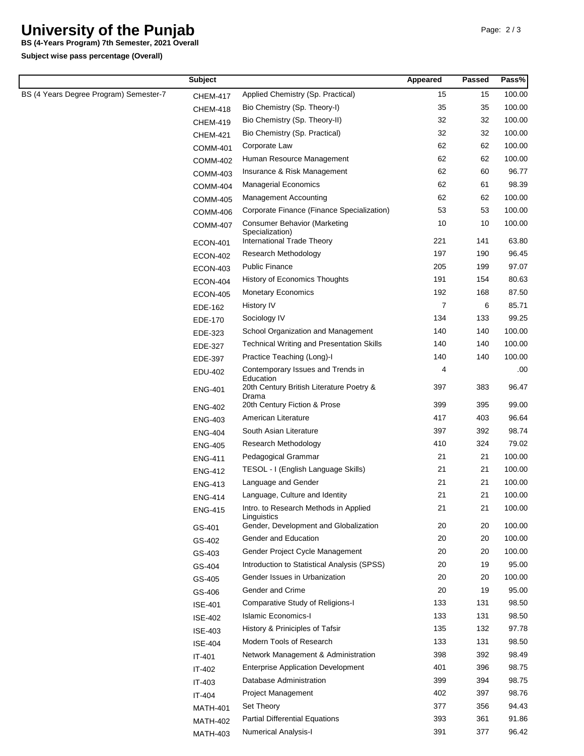# University of the Punjab

**BS (4-Years Program) 7th Semester, 2021 Overall**

**Subject wise pass percentage (Overall)**

| | Subject | | Appeared | Passed | Pass% |
|---|---|---|---|---|---|
| BS (4 Years Degree Program) Semester-7 | CHEM-417 | Applied Chemistry (Sp. Practical) | 15 | 15 | 100.00 |
| | CHEM-418 | Bio Chemistry (Sp. Theory-I) | 35 | 35 | 100.00 |
| | CHEM-419 | Bio Chemistry (Sp. Theory-II) | 32 | 32 | 100.00 |
| | CHEM-421 | Bio Chemistry (Sp. Practical) | 32 | 32 | 100.00 |
| | COMM-401 | Corporate Law | 62 | 62 | 100.00 |
| | COMM-402 | Human Resource Management | 62 | 62 | 100.00 |
| | COMM-403 | Insurance & Risk Management | 62 | 60 | 96.77 |
| | COMM-404 | Managerial Economics | 62 | 61 | 98.39 |
| | COMM-405 | Management Accounting | 62 | 62 | 100.00 |
| | COMM-406 | Corporate Finance (Finance Specialization) | 53 | 53 | 100.00 |
| | COMM-407 | Consumer Behavior (Marketing Specialization) | 10 | 10 | 100.00 |
| | ECON-401 | International Trade Theory | 221 | 141 | 63.80 |
| | ECON-402 | Research Methodology | 197 | 190 | 96.45 |
| | ECON-403 | Public Finance | 205 | 199 | 97.07 |
| | ECON-404 | History of Economics Thoughts | 191 | 154 | 80.63 |
| | ECON-405 | Monetary Economics | 192 | 168 | 87.50 |
| | EDE-162 | History IV | 7 | 6 | 85.71 |
| | EDE-170 | Sociology IV | 134 | 133 | 99.25 |
| | EDE-323 | School Organization and Management | 140 | 140 | 100.00 |
| | EDE-327 | Technical Writing and Presentation Skills | 140 | 140 | 100.00 |
| | EDE-397 | Practice Teaching (Long)-I | 140 | 140 | 100.00 |
| | EDU-402 | Contemporary Issues and Trends in Education | 4 | | .00 |
| | ENG-401 | 20th Century British Literature Poetry & Drama | 397 | 383 | 96.47 |
| | ENG-402 | 20th Century Fiction & Prose | 399 | 395 | 99.00 |
| | ENG-403 | American Literature | 417 | 403 | 96.64 |
| | ENG-404 | South Asian Literature | 397 | 392 | 98.74 |
| | ENG-405 | Research Methodology | 410 | 324 | 79.02 |
| | ENG-411 | Pedagogical Grammar | 21 | 21 | 100.00 |
| | ENG-412 | TESOL - I (English Language Skills) | 21 | 21 | 100.00 |
| | ENG-413 | Language and Gender | 21 | 21 | 100.00 |
| | ENG-414 | Language, Culture and Identity | 21 | 21 | 100.00 |
| | ENG-415 | Intro. to Research Methods in Applied Linguistics | 21 | 21 | 100.00 |
| | GS-401 | Gender, Development and Globalization | 20 | 20 | 100.00 |
| | GS-402 | Gender and Education | 20 | 20 | 100.00 |
| | GS-403 | Gender Project Cycle Management | 20 | 20 | 100.00 |
| | GS-404 | Introduction to Statistical Analysis (SPSS) | 20 | 19 | 95.00 |
| | GS-405 | Gender Issues in Urbanization | 20 | 20 | 100.00 |
| | GS-406 | Gender and Crime | 20 | 19 | 95.00 |
| | ISE-401 | Comparative Study of Religions-I | 133 | 131 | 98.50 |
| | ISE-402 | Islamic Economics-I | 133 | 131 | 98.50 |
| | ISE-403 | History & Priniciples of Tafsir | 135 | 132 | 97.78 |
| | ISE-404 | Modern Tools of Research | 133 | 131 | 98.50 |
| | IT-401 | Network Management & Administration | 398 | 392 | 98.49 |
| | IT-402 | Enterprise Application Development | 401 | 396 | 98.75 |
| | IT-403 | Database Administration | 399 | 394 | 98.75 |
| | IT-404 | Project Management | 402 | 397 | 98.76 |
| | MATH-401 | Set Theory | 377 | 356 | 94.43 |
| | MATH-402 | Partial Differential Equations | 393 | 361 | 91.86 |
| | MATH-403 | Numerical Analysis-I | 391 | 377 | 96.42 |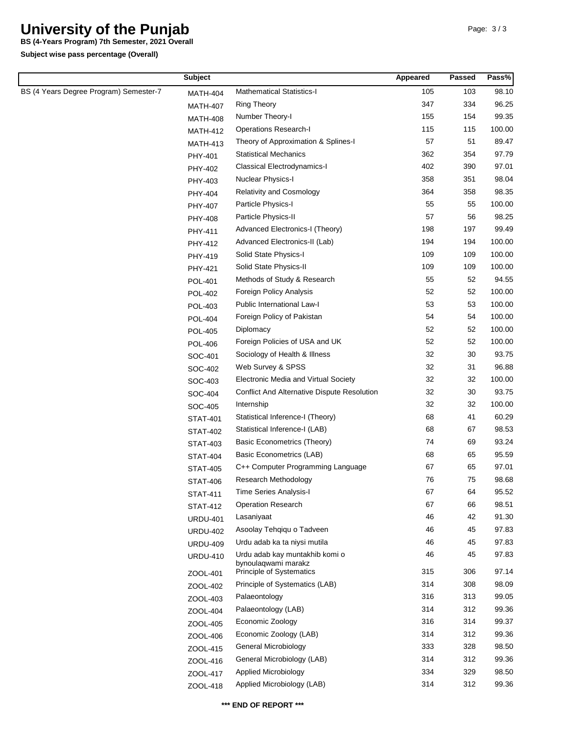# University of the Punjab

**BS (4-Years Program) 7th Semester, 2021 Overall**

**Subject wise pass percentage (Overall)**

| | Subject | | Appeared | Passed | Pass% |
|---|---|---|---|---|---|
| BS (4 Years Degree Program) Semester-7 | MATH-404 | Mathematical Statistics-I | 105 | 103 | 98.10 |
| | MATH-407 | Ring Theory | 347 | 334 | 96.25 |
| | MATH-408 | Number Theory-I | 155 | 154 | 99.35 |
| | MATH-412 | Operations Research-I | 115 | 115 | 100.00 |
| | MATH-413 | Theory of Approximation & Splines-I | 57 | 51 | 89.47 |
| | PHY-401 | Statistical Mechanics | 362 | 354 | 97.79 |
| | PHY-402 | Classical Electrodynamics-I | 402 | 390 | 97.01 |
| | PHY-403 | Nuclear Physics-I | 358 | 351 | 98.04 |
| | PHY-404 | Relativity and Cosmology | 364 | 358 | 98.35 |
| | PHY-407 | Particle Physics-I | 55 | 55 | 100.00 |
| | PHY-408 | Particle Physics-II | 57 | 56 | 98.25 |
| | PHY-411 | Advanced Electronics-I (Theory) | 198 | 197 | 99.49 |
| | PHY-412 | Advanced Electronics-II (Lab) | 194 | 194 | 100.00 |
| | PHY-419 | Solid State Physics-I | 109 | 109 | 100.00 |
| | PHY-421 | Solid State Physics-II | 109 | 109 | 100.00 |
| | POL-401 | Methods of Study & Research | 55 | 52 | 94.55 |
| | POL-402 | Foreign Policy Analysis | 52 | 52 | 100.00 |
| | POL-403 | Public International Law-I | 53 | 53 | 100.00 |
| | POL-404 | Foreign Policy of Pakistan | 54 | 54 | 100.00 |
| | POL-405 | Diplomacy | 52 | 52 | 100.00 |
| | POL-406 | Foreign Policies of USA and UK | 52 | 52 | 100.00 |
| | SOC-401 | Sociology of Health & Illness | 32 | 30 | 93.75 |
| | SOC-402 | Web Survey & SPSS | 32 | 31 | 96.88 |
| | SOC-403 | Electronic Media and Virtual Society | 32 | 32 | 100.00 |
| | SOC-404 | Conflict And Alternative Dispute Resolution | 32 | 30 | 93.75 |
| | SOC-405 | Internship | 32 | 32 | 100.00 |
| | STAT-401 | Statistical Inference-I (Theory) | 68 | 41 | 60.29 |
| | STAT-402 | Statistical Inference-I (LAB) | 68 | 67 | 98.53 |
| | STAT-403 | Basic Econometrics (Theory) | 74 | 69 | 93.24 |
| | STAT-404 | Basic Econometrics (LAB) | 68 | 65 | 95.59 |
| | STAT-405 | C++ Computer Programming Language | 67 | 65 | 97.01 |
| | STAT-406 | Research Methodology | 76 | 75 | 98.68 |
| | STAT-411 | Time Series Analysis-I | 67 | 64 | 95.52 |
| | STAT-412 | Operation Research | 67 | 66 | 98.51 |
| | URDU-401 | Lasaniyaat | 46 | 42 | 91.30 |
| | URDU-402 | Asoolay Tehqiqu o Tadveen | 46 | 45 | 97.83 |
| | URDU-409 | Urdu adab ka ta niysi mutila | 46 | 45 | 97.83 |
| | URDU-410 | Urdu adab kay muntakhib komi o bynoulaqwami marakz | 46 | 45 | 97.83 |
| | ZOOL-401 | Principle of Systematics | 315 | 306 | 97.14 |
| | ZOOL-402 | Principle of Systematics (LAB) | 314 | 308 | 98.09 |
| | ZOOL-403 | Palaeontology | 316 | 313 | 99.05 |
| | ZOOL-404 | Palaeontology (LAB) | 314 | 312 | 99.36 |
| | ZOOL-405 | Economic Zoology | 316 | 314 | 99.37 |
| | ZOOL-406 | Economic Zoology (LAB) | 314 | 312 | 99.36 |
| | ZOOL-415 | General Microbiology | 333 | 328 | 98.50 |
| | ZOOL-416 | General Microbiology (LAB) | 314 | 312 | 99.36 |
| | ZOOL-417 | Applied Microbiology | 334 | 329 | 98.50 |
| | ZOOL-418 | Applied Microbiology (LAB) | 314 | 312 | 99.36 |

**\*\*\* END OF REPORT \*\*\***